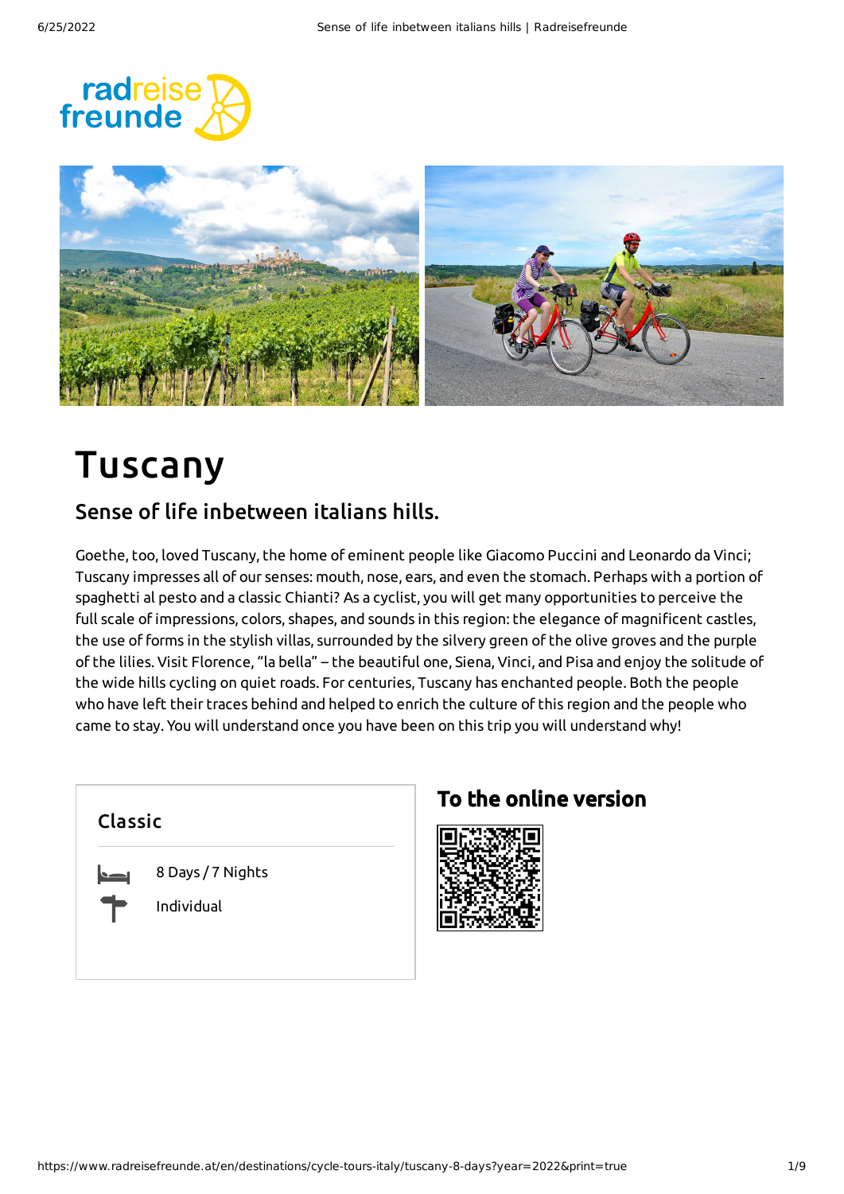# Tuscany

## Sense of life inbetween italians hills.

Goethe, too, loved Tuscany, the home of eminent people like Giacomo Puccini and Leonardo da Vinci; Tuscany impresses all of our senses: mouth, nose, ears, and even the stomach. Perhaps with a portion of spaghetti al pesto and a classic Chianti? As a cyclist, you will get many opportunities to perceive the full scale of impressions, colors, shapes, and sounds in this region: the elegance of magnificent castles, the use of forms in the stylish villas, surrounded by the silvery green of the olive groves and the purple of the lilies. Visit Florence, "la bella" – the beautiful one, Siena, Vinci, and Pisa and enjoy the solitude of the wide hills cycling on quiet roads. For centuries, Tuscany has enchanted people. Both the people who have left their traces behind and helped to enrich the culture of this region and the people who came to stay. You will understand once you have been on this trip you will understand why!

### Classic

- 8 Days / 7 Nights
- Individual

### To the online version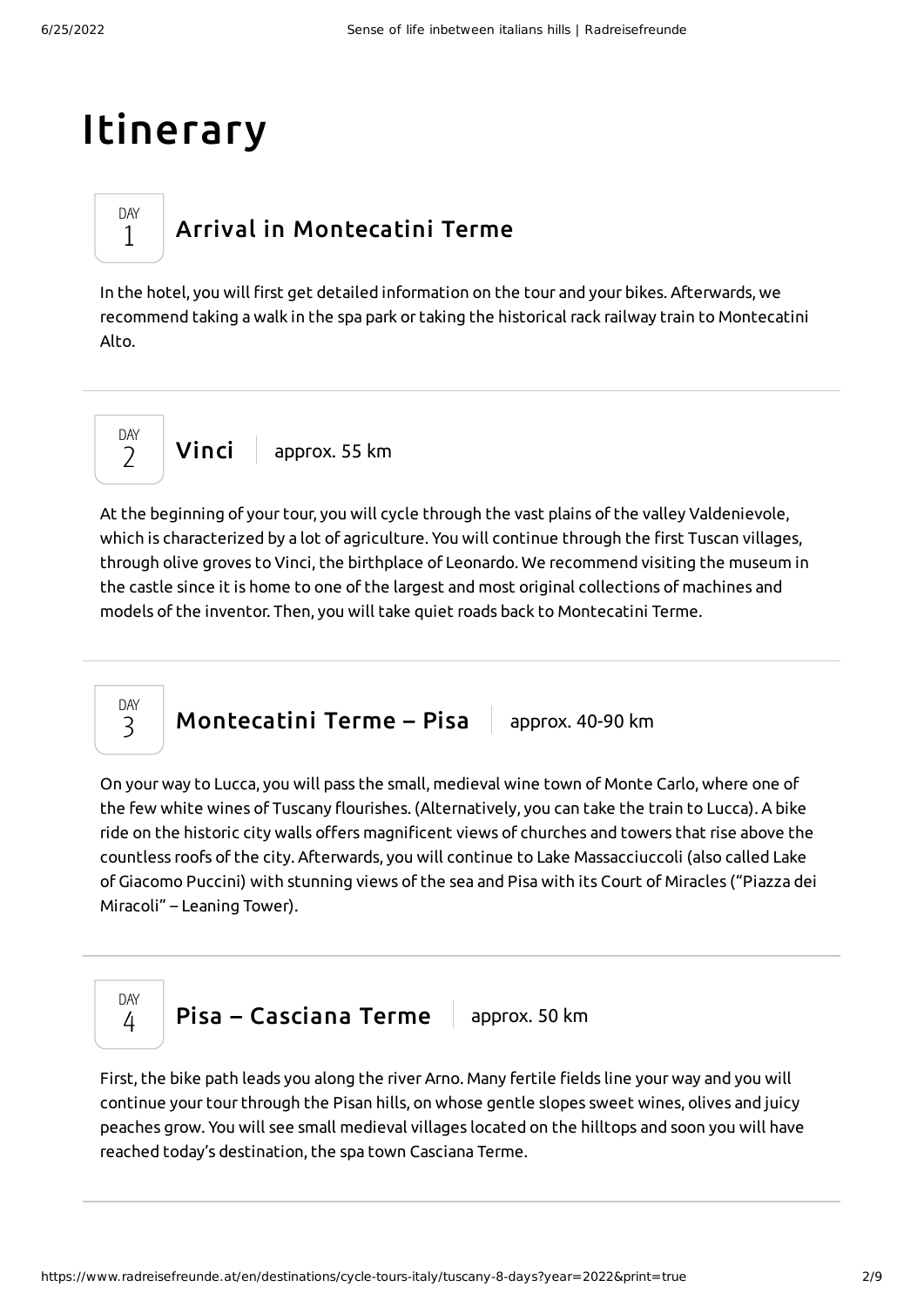# Itinerary

## DAY 1 Arrival in Montecatini Terme

In the hotel, you will first get detailed information on the tour and your bikes. Afterwards, we recommend taking a walk in the spa park or taking the historical rack railway train to Montecatini Alto.

---

## DAY 2 Vinci | approx. 55 km

At the beginning of your tour, you will cycle through the vast plains of the valley Valdenievole, which is characterized by a lot of agriculture. You will continue through the first Tuscan villages, through olive groves to Vinci, the birthplace of Leonardo. We recommend visiting the museum in the castle since it is home to one of the largest and most original collections of machines and models of the inventor. Then, you will take quiet roads back to Montecatini Terme.

---

## DAY 3 Montecatini Terme – Pisa | approx. 40-90 km

On your way to Lucca, you will pass the small, medieval wine town of Monte Carlo, where one of the few white wines of Tuscany flourishes. (Alternatively, you can take the train to Lucca). A bike ride on the historic city walls offers magnificent views of churches and towers that rise above the countless roofs of the city. Afterwards, you will continue to Lake Massacciuccoli (also called Lake of Giacomo Puccini) with stunning views of the sea and Pisa with its Court of Miracles ("Piazza dei Miracoli" – Leaning Tower).

---

## DAY 4 Pisa – Casciana Terme | approx. 50 km

First, the bike path leads you along the river Arno. Many fertile fields line your way and you will continue your tour through the Pisan hills, on whose gentle slopes sweet wines, olives and juicy peaches grow. You will see small medieval villages located on the hilltops and soon you will have reached today's destination, the spa town Casciana Terme.

---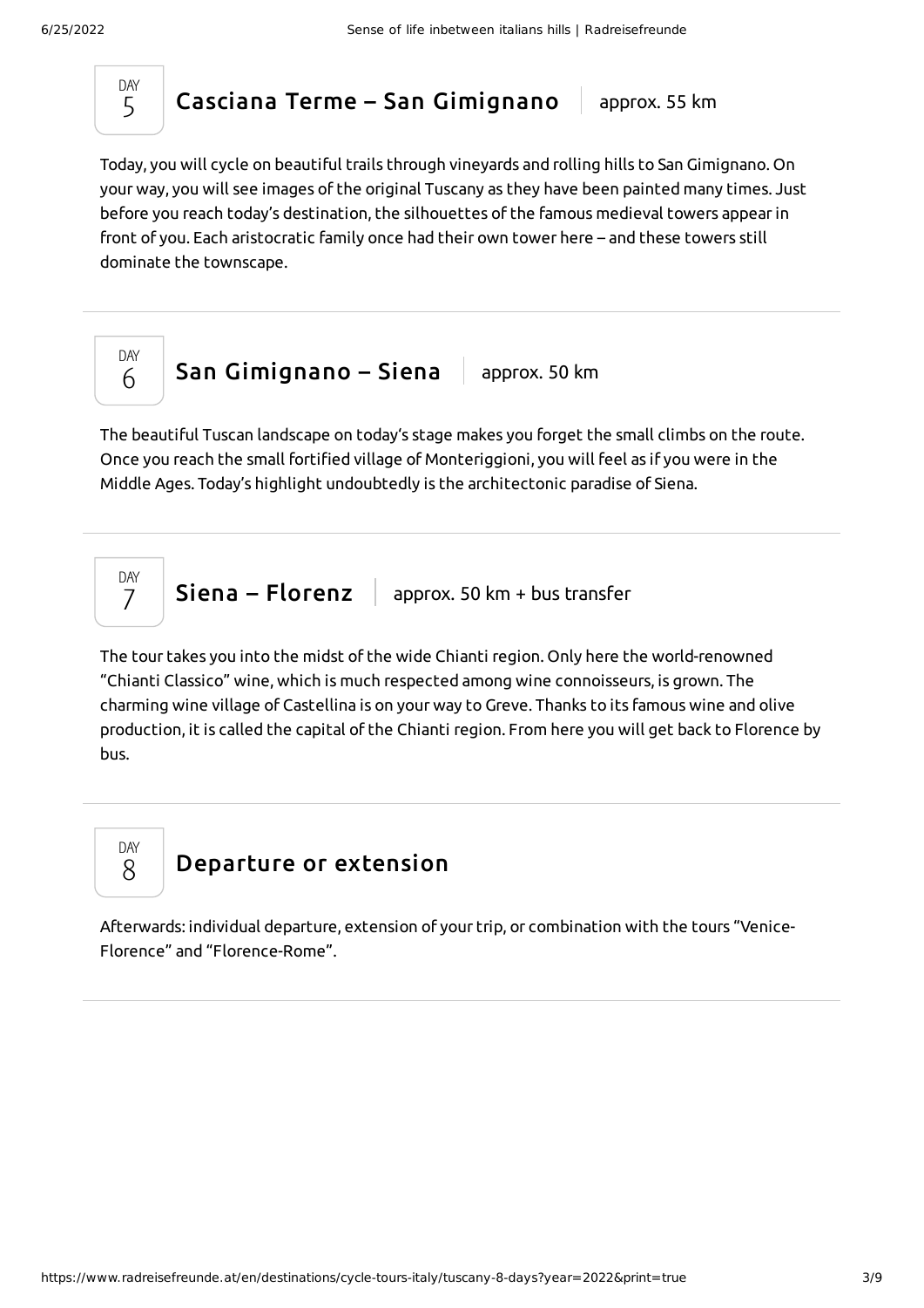DAY 5

## Casciana Terme – San Gimignano

approx. 55 km

Today, you will cycle on beautiful trails through vineyards and rolling hills to San Gimignano. On your way, you will see images of the original Tuscany as they have been painted many times. Just before you reach today's destination, the silhouettes of the famous medieval towers appear in front of you. Each aristocratic family once had their own tower here – and these towers still dominate the townscape.

---

DAY 6

## San Gimignano – Siena

approx. 50 km

The beautiful Tuscan landscape on today's stage makes you forget the small climbs on the route. Once you reach the small fortified village of Monteriggioni, you will feel as if you were in the Middle Ages. Today's highlight undoubtedly is the architectonic paradise of Siena.

---

DAY 7

## Siena – Florenz

approx. 50 km + bus transfer

The tour takes you into the midst of the wide Chianti region. Only here the world-renowned "Chianti Classico" wine, which is much respected among wine connoisseurs, is grown. The charming wine village of Castellina is on your way to Greve. Thanks to its famous wine and olive production, it is called the capital of the Chianti region. From here you will get back to Florence by bus.

---

DAY 8

## Departure or extension

Afterwards: individual departure, extension of your trip, or combination with the tours "Venice-Florence" and "Florence-Rome".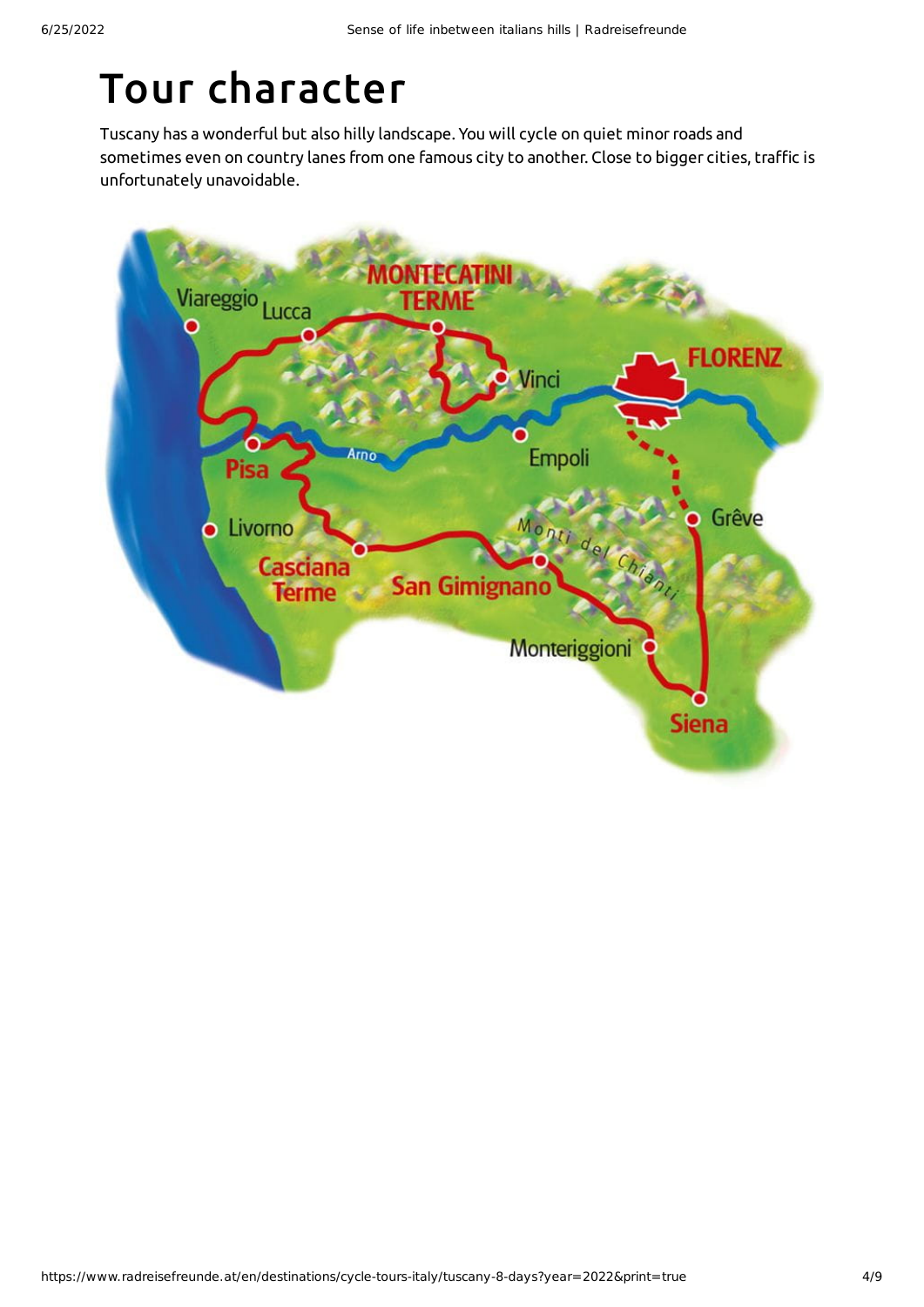# Tour character

Tuscany has a wonderful but also hilly landscape. You will cycle on quiet minor roads and sometimes even on country lanes from one famous city to another. Close to bigger cities, traffic is unfortunately unavoidable.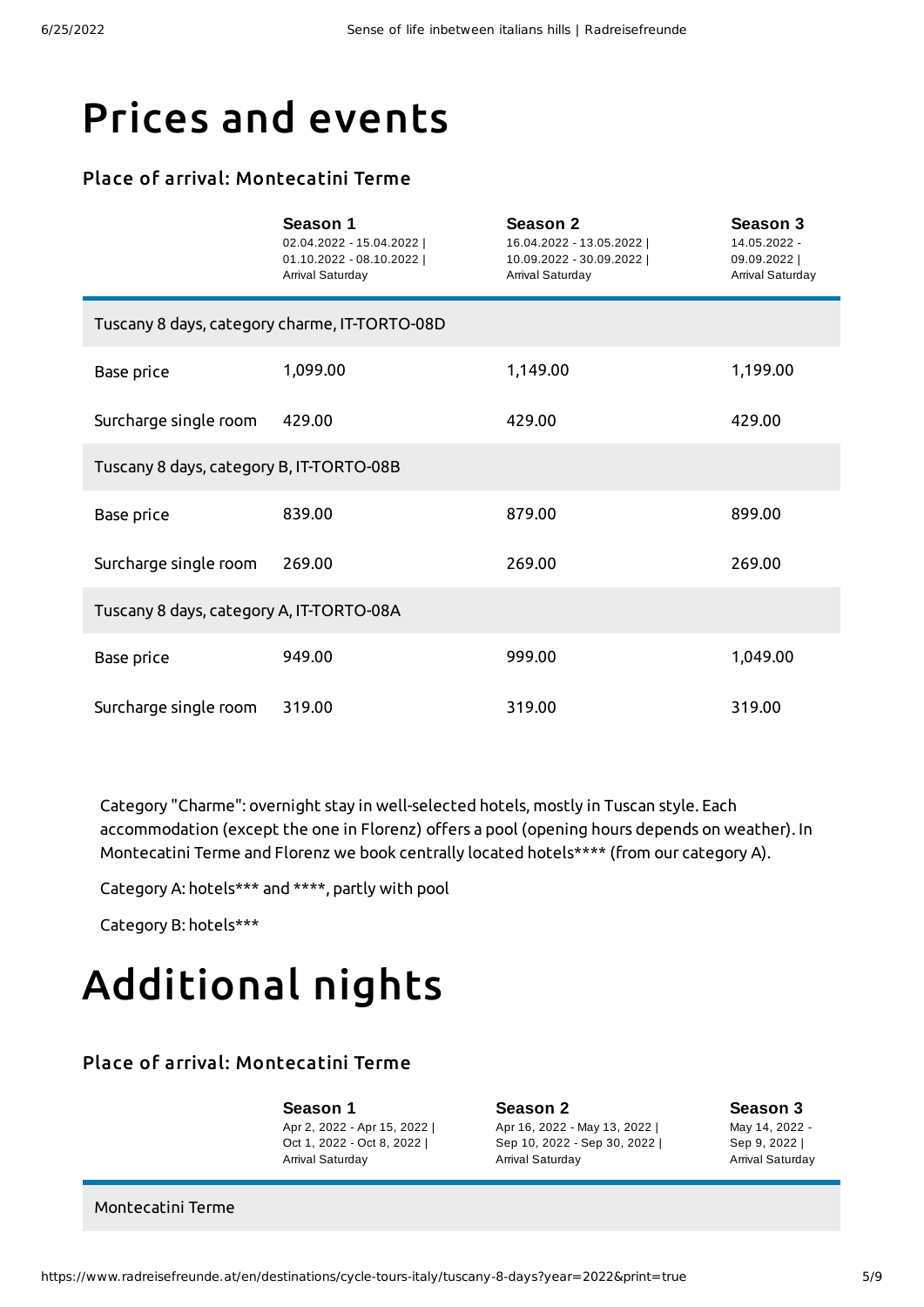# Prices and events

### Place of arrival: Montecatini Terme

| | Season 1<br>02.04.2022 - 15.04.2022 \|<br>01.10.2022 - 08.10.2022 \|<br>Arrival Saturday | Season 2<br>16.04.2022 - 13.05.2022 \|<br>10.09.2022 - 30.09.2022 \|<br>Arrival Saturday | Season 3<br>14.05.2022 -<br>09.09.2022 \|<br>Arrival Saturday |
|---|---|---|---|
| Tuscany 8 days, category charme, IT-TORTO-08D | | | |
| Base price | 1,099.00 | 1,149.00 | 1,199.00 |
| Surcharge single room | 429.00 | 429.00 | 429.00 |
| Tuscany 8 days, category B, IT-TORTO-08B | | | |
| Base price | 839.00 | 879.00 | 899.00 |
| Surcharge single room | 269.00 | 269.00 | 269.00 |
| Tuscany 8 days, category A, IT-TORTO-08A | | | |
| Base price | 949.00 | 999.00 | 1,049.00 |
| Surcharge single room | 319.00 | 319.00 | 319.00 |

Category "Charme": overnight stay in well-selected hotels, mostly in Tuscan style. Each accommodation (except the one in Florenz) offers a pool (opening hours depends on weather). In Montecatini Terme and Florenz we book centrally located hotels**** (from our category A).

Category A: hotels*** and ****, partly with pool

Category B: hotels***

# Additional nights

### Place of arrival: Montecatini Terme

| | Season 1<br>Apr 2, 2022 - Apr 15, 2022 \|<br>Oct 1, 2022 - Oct 8, 2022 \|<br>Arrival Saturday | Season 2<br>Apr 16, 2022 - May 13, 2022 \|<br>Sep 10, 2022 - Sep 30, 2022 \|<br>Arrival Saturday | Season 3<br>May 14, 2022 -<br>Sep 9, 2022 \|<br>Arrival Saturday |
|---|---|---|---|
| Montecatini Terme | | | |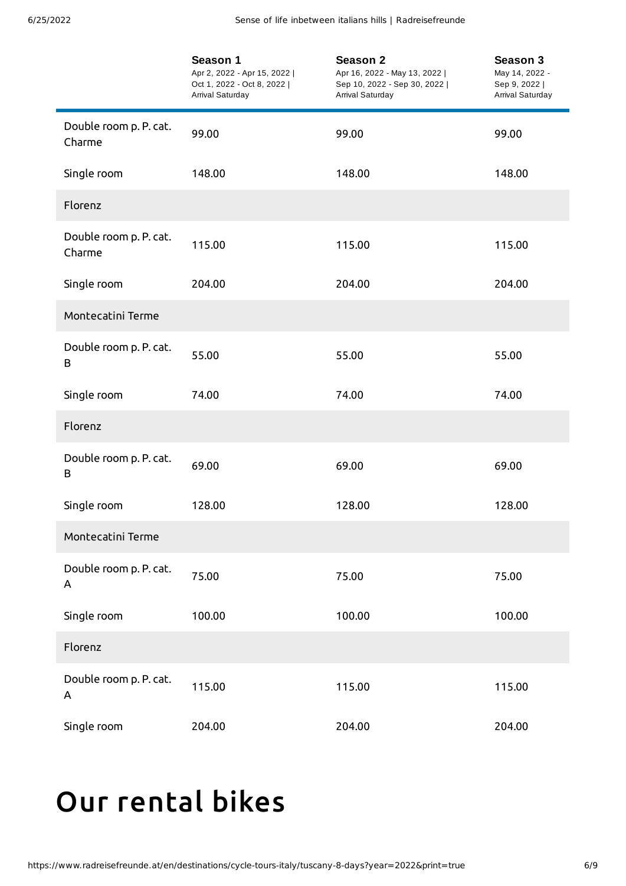| | Season 1<br>Apr 2, 2022 - Apr 15, 2022 \| Oct 1, 2022 - Oct 8, 2022 \| Arrival Saturday | Season 2<br>Apr 16, 2022 - May 13, 2022 \| Sep 10, 2022 - Sep 30, 2022 \| Arrival Saturday | Season 3<br>May 14, 2022 - Sep 9, 2022 \| Arrival Saturday |
|---|---|---|---|
| Double room p. P. cat. Charme | 99.00 | 99.00 | 99.00 |
| Single room | 148.00 | 148.00 | 148.00 |
| Florenz | | | |
| Double room p. P. cat. Charme | 115.00 | 115.00 | 115.00 |
| Single room | 204.00 | 204.00 | 204.00 |
| Montecatini Terme | | | |
| Double room p. P. cat. B | 55.00 | 55.00 | 55.00 |
| Single room | 74.00 | 74.00 | 74.00 |
| Florenz | | | |
| Double room p. P. cat. B | 69.00 | 69.00 | 69.00 |
| Single room | 128.00 | 128.00 | 128.00 |
| Montecatini Terme | | | |
| Double room p. P. cat. A | 75.00 | 75.00 | 75.00 |
| Single room | 100.00 | 100.00 | 100.00 |
| Florenz | | | |
| Double room p. P. cat. A | 115.00 | 115.00 | 115.00 |
| Single room | 204.00 | 204.00 | 204.00 |

# Our rental bikes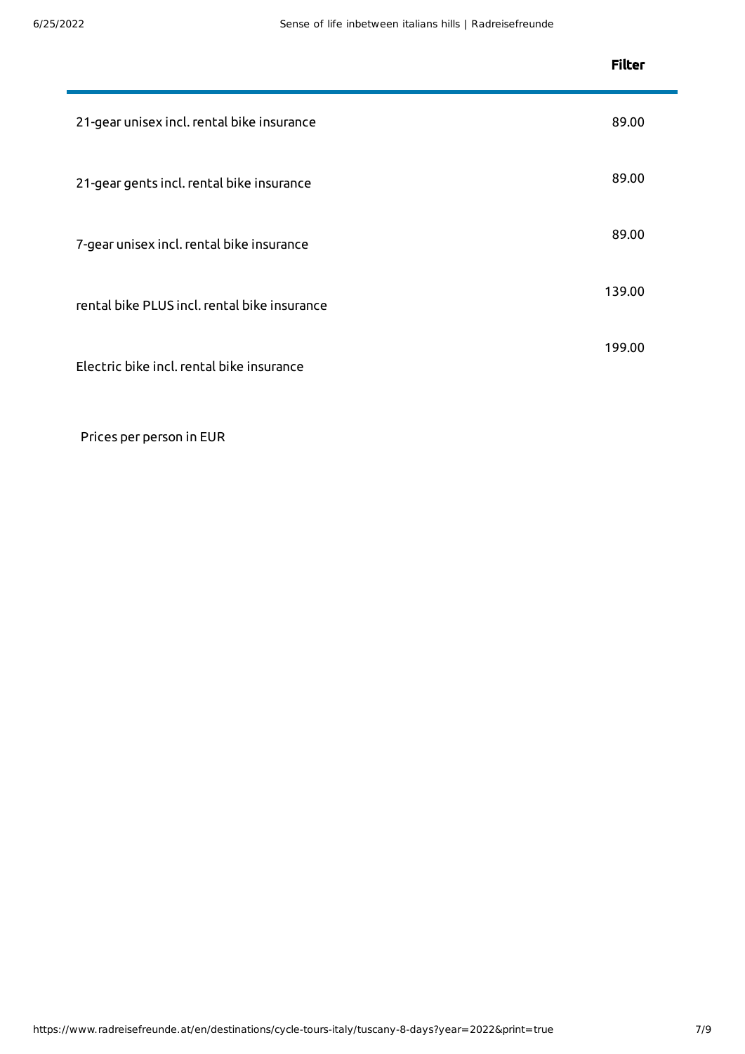| | Filter |
|---|---|
| 21-gear unisex incl. rental bike insurance | 89.00 |
| 21-gear gents incl. rental bike insurance | 89.00 |
| 7-gear unisex incl. rental bike insurance | 89.00 |
| rental bike PLUS incl. rental bike insurance | 139.00 |
| Electric bike incl. rental bike insurance | 199.00 |

Prices per person in EUR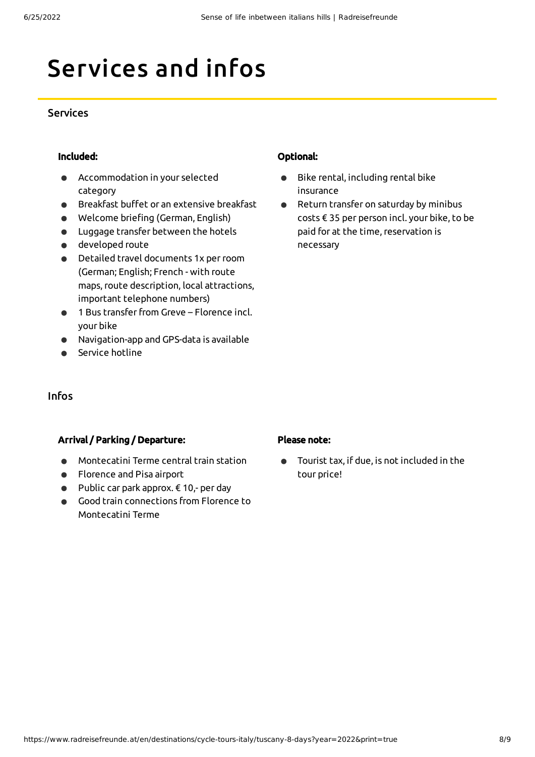# Services and infos

## Services

### Included:

- Accommodation in your selected category
- Breakfast buffet or an extensive breakfast
- Welcome briefing (German, English)
- Luggage transfer between the hotels
- developed route
- Detailed travel documents 1x per room (German; English; French - with route maps, route description, local attractions, important telephone numbers)
- 1 Bus transfer from Greve – Florence incl. your bike
- Navigation-app and GPS-data is available
- Service hotline

### Optional:

- Bike rental, including rental bike insurance
- Return transfer on saturday by minibus costs € 35 per person incl. your bike, to be paid for at the time, reservation is necessary

## Infos

### Arrival / Parking / Departure:

- Montecatini Terme central train station
- Florence and Pisa airport
- Public car park approx. € 10,- per day
- Good train connections from Florence to Montecatini Terme

### Please note:

- Tourist tax, if due, is not included in the tour price!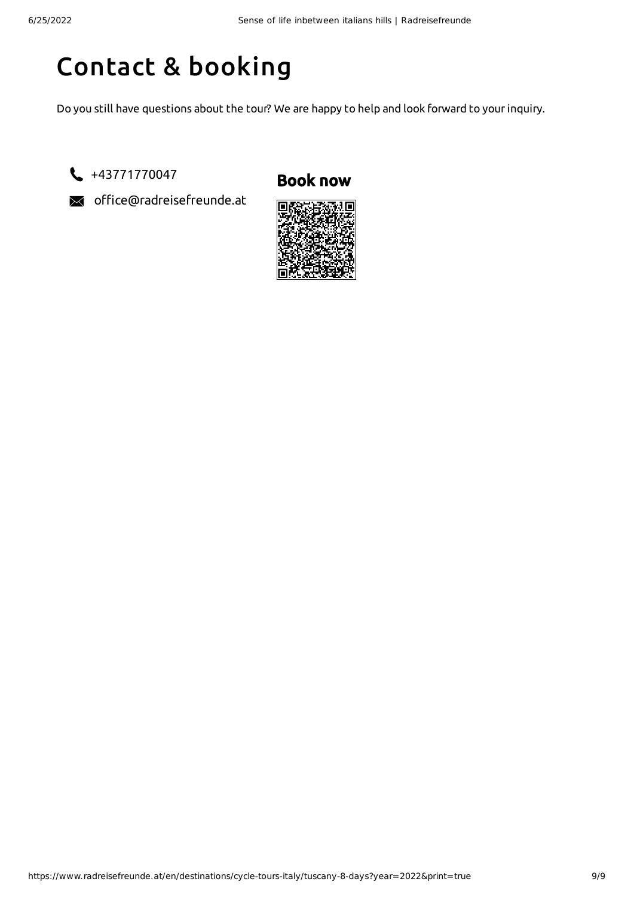# Contact & booking

Do you still have questions about the tour? We are happy to help and look forward to your inquiry.

+43771770047

office@radreisefreunde.at

## Book now